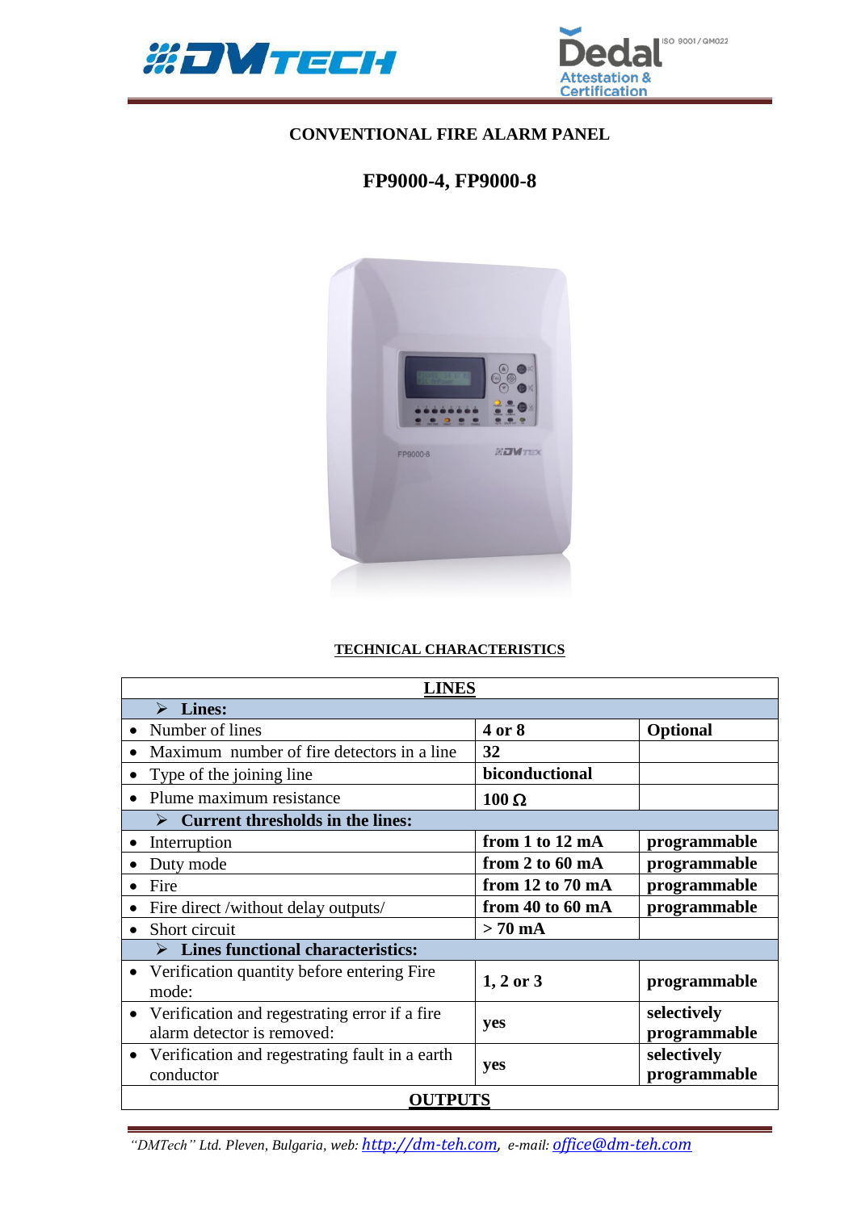# CONVENTIONAL FIRE ALARM PANEL

## FP9000-4, FP9000-8

**TECHNICAL CHARACTERISTICS**

| LINES | | |
|---|---|---|
| ➤ **Lines:** | | |
| • Number of lines | **4 or 8** | **Optional** |
| • Maximum number of fire detectors in a line | **32** | |
| • Type of the joining line | **biconductional** | |
| • Plume maximum resistance | **100 Ω** | |
| ➤ **Current thresholds in the lines:** | | |
| • Interruption | **from 1 to 12 mA** | **programmable** |
| • Duty mode | **from 2 to 60 mA** | **programmable** |
| • Fire | **from 12 to 70 mA** | **programmable** |
| • Fire direct /without delay outputs/ | **from 40 to 60 mA** | **programmable** |
| • Short circuit | **> 70 mA** | |
| ➤ **Lines functional characteristics:** | | |
| • Verification quantity before entering Fire mode: | **1, 2 or 3** | **programmable** |
| • Verification and regestrating error if a fire alarm detector is removed: | **yes** | **selectively programmable** |
| • Verification and regestrating fault in a earth conductor | **yes** | **selectively programmable** |
| **OUTPUTS** | | |

*"DMTech" Ltd. Pleven, Bulgaria, web: http://dm-teh.com, e-mail: office@dm-teh.com*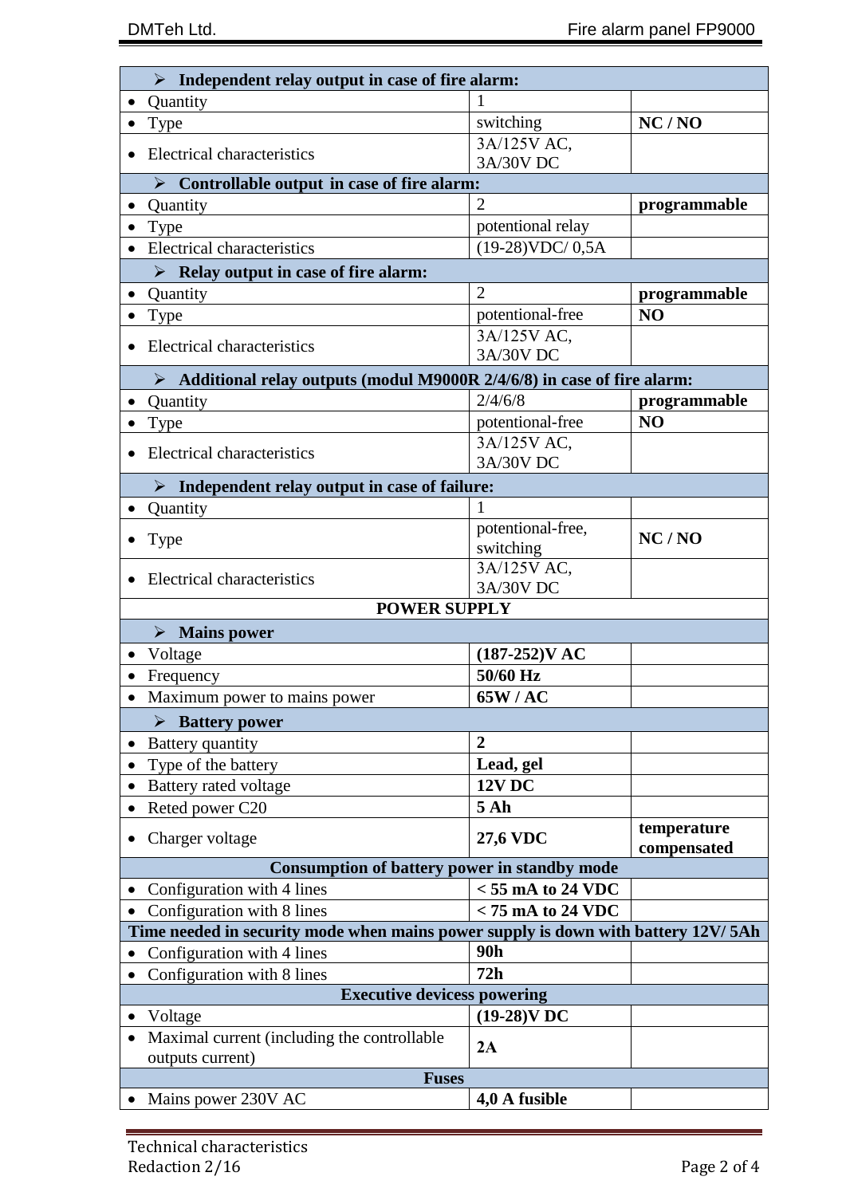| | | |
|---|---|---|
| ➢ **Independent relay output in case of fire alarm:** | | |
| • Quantity | 1 | |
| • Type | switching | **NC / NO** |
| • Electrical characteristics | 3A/125V AC, 3A/30V DC | |
| ➢ **Controllable output in case of fire alarm:** | | |
| • Quantity | 2 | **programmable** |
| • Type | potentional relay | |
| • Electrical characteristics | (19-28)VDC/ 0,5A | |
| ➢ **Relay output in case of fire alarm:** | | |
| • Quantity | 2 | **programmable** |
| • Type | potentional-free | **NO** |
| • Electrical characteristics | 3A/125V AC, 3A/30V DC | |
| ➢ **Additional relay outputs (modul M9000R 2/4/6/8) in case of fire alarm:** | | |
| • Quantity | 2/4/6/8 | **programmable** |
| • Type | potentional-free | **NO** |
| • Electrical characteristics | 3A/125V AC, 3A/30V DC | |
| ➢ **Independent relay output in case of failure:** | | |
| • Quantity | 1 | |
| • Type | potentional-free, switching | **NC / NO** |
| • Electrical characteristics | 3A/125V AC, 3A/30V DC | |
| **POWER SUPPLY** | | |
| ➢ **Mains power** | | |
| • Voltage | **(187-252)V AC** | |
| • Frequency | **50/60 Hz** | |
| • Maximum power to mains power | **65W / AC** | |
| ➢ **Battery power** | | |
| • Battery quantity | **2** | |
| • Type of the battery | **Lead, gel** | |
| • Battery rated voltage | **12V DC** | |
| • Reted power C20 | **5 Ah** | |
| • Charger voltage | **27,6 VDC** | **temperature compensated** |
| **Consumption of battery power in standby mode** | | |
| • Configuration with 4 lines | **< 55 mA to 24 VDC** | |
| • Configuration with 8 lines | **< 75 mA to 24 VDC** | |
| **Time needed in security mode when mains power supply is down with battery 12V/ 5Ah** | | |
| • Configuration with 4 lines | **90h** | |
| • Configuration with 8 lines | **72h** | |
| **Executive devicess powering** | | |
| • Voltage | **(19-28)V DC** | |
| • Maximal current (including the controllable outputs current) | **2A** | |
| **Fuses** | | |
| • Mains power 230V AC | **4,0 A fusible** | |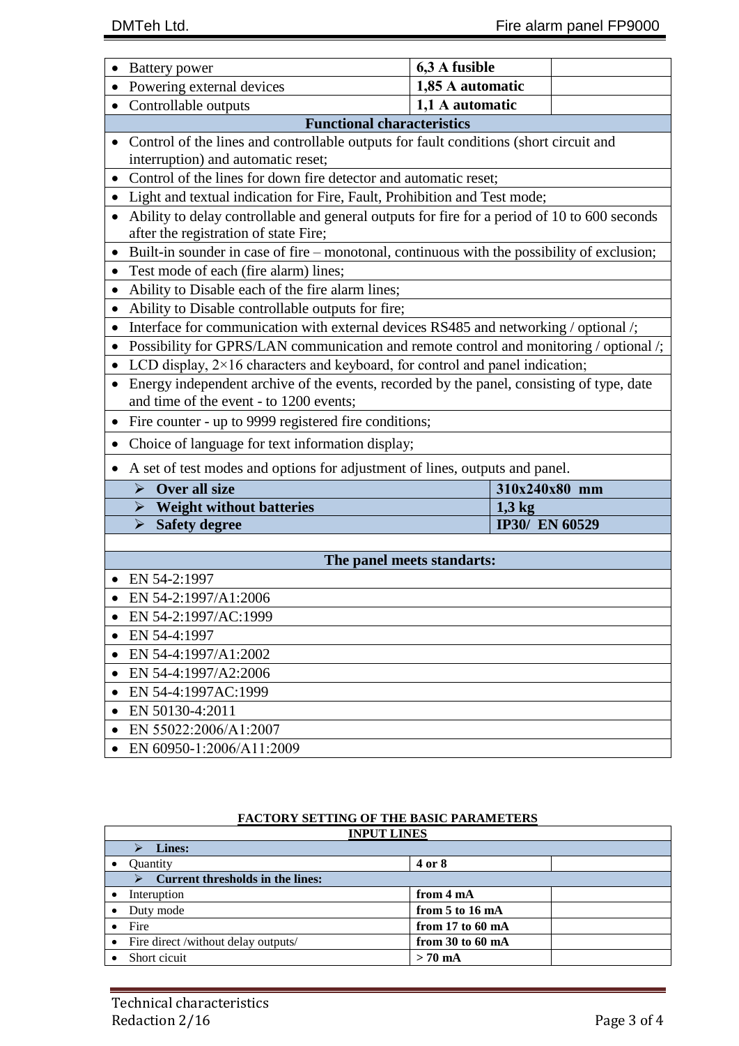| | | |
|---|---|---|
| • Battery power | **6,3 A fusible** | |
| • Powering external devices | **1,85 A automatic** | |
| • Controllable outputs | **1,1 A automatic** | |
| **Functional characteristics** | | |
| • Control of the lines and controllable outputs for fault conditions (short circuit and interruption) and automatic reset; | | |
| • Control of the lines for down fire detector and automatic reset; | | |
| • Light and textual indication for Fire, Fault, Prohibition and Test mode; | | |
| • Ability to delay controllable and general outputs for fire for a period of 10 to 600 seconds after the registration of state Fire; | | |
| • Built-in sounder in case of fire – monotonal, continuous with the possibility of exclusion; | | |
| • Test mode of each (fire alarm) lines; | | |
| • Ability to Disable each of the fire alarm lines; | | |
| • Ability to Disable controllable outputs for fire; | | |
| • Interface for communication with external devices RS485 and networking / optional /; | | |
| • Possibility for GPRS/LAN communication and remote control and monitoring / optional /; | | |
| • LCD display, 2×16 characters and keyboard, for control and panel indication; | | |
| • Energy independent archive of the events, recorded by the panel, consisting of type, date and time of the event - to 1200 events; | | |
| • Fire counter - up to 9999 registered fire conditions; | | |
| • Choice of language for text information display; | | |
| • A set of test modes and options for adjustment of lines, outputs and panel. | | |
| ➢ **Over all size** | **310x240x80 mm** | |
| ➢ **Weight without batteries** | **1,3 kg** | |
| ➢ **Safety degree** | **IP30/ EN 60529** | |

| **The panel meets standarts:** |
|---|
| • EN 54-2:1997 |
| • EN 54-2:1997/A1:2006 |
| • EN 54-2:1997/AC:1999 |
| • EN 54-4:1997 |
| • EN 54-4:1997/A1:2002 |
| • EN 54-4:1997/A2:2006 |
| • EN 54-4:1997AC:1999 |
| • EN 50130-4:2011 |
| • EN 55022:2006/A1:2007 |
| • EN 60950-1:2006/A11:2009 |

**FACTORY SETTING OF THE BASIC PARAMETERS**

| **INPUT LINES** | | |
|---|---|---|
| ➢ **Lines:** | | |
| • Quantity | **4 or 8** | |
| ➢ **Current thresholds in the lines:** | | |
| • Interuption | **from 4 mA** | |
| • Duty mode | **from 5 to 16 mA** | |
| • Fire | **from 17 to 60 mA** | |
| • Fire direct /without delay outputs/ | **from 30 to 60 mA** | |
| • Short cicuit | **> 70 mA** | |

Technical characteristics
Redaction 2/16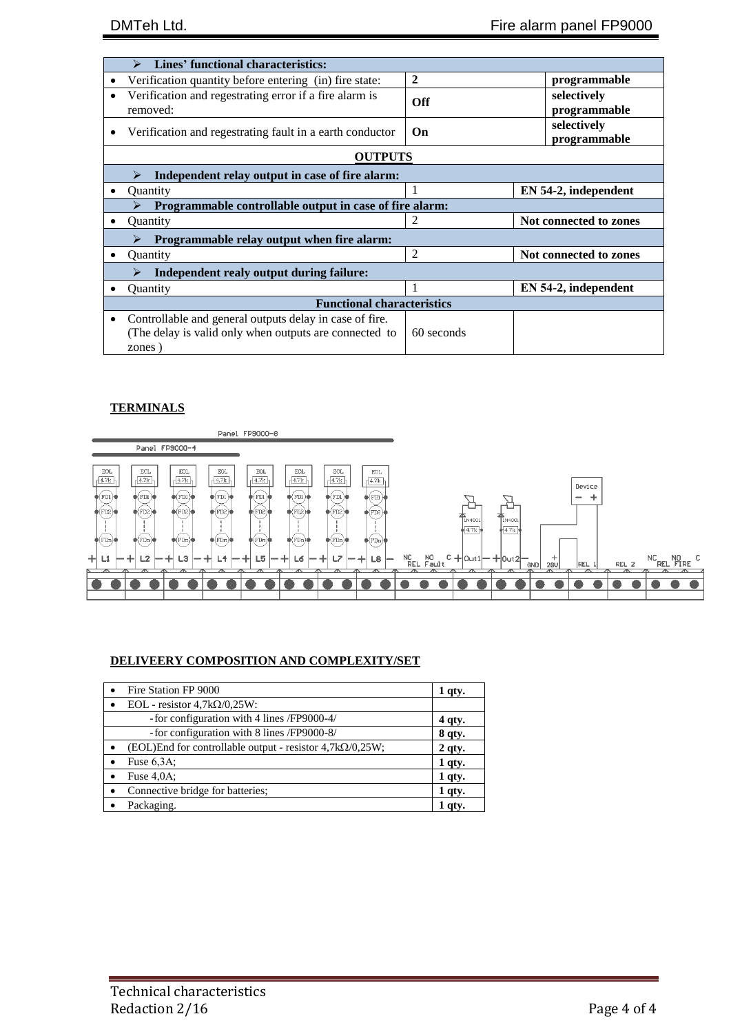| | | |
|---|---|---|
| **Lines' functional characteristics:** | | |
| • Verification quantity before entering (in) fire state: | **2** | **programmable** |
| • Verification and regestrating error if a fire alarm is removed: | **Off** | **selectively programmable** |
| • Verification and regestrating fault in a earth conductor | **On** | **selectively programmable** |
| **OUTPUTS** | | |
| **Independent relay output in case of fire alarm:** | | |
| • Quantity | 1 | **EN 54-2, independent** |
| **Programmable controllable output in case of fire alarm:** | | |
| • Quantity | 2 | **Not connected to zones** |
| **Programmable relay output when fire alarm:** | | |
| • Quantity | 2 | **Not connected to zones** |
| **Independent realy output during failure:** | | |
| • Quantity | 1 | **EN 54-2, independent** |
| **Functional characteristics** | | |
| • Controllable and general outputs delay in case of fire. (The delay is valid only when outputs are connected to zones ) | 60 seconds | |

**TERMINALS**

Panel FP9000-8

Panel FP9000-4

EOL 4.7k

FD1

FD2

FDn

+ L1 − + L2 − + L3 − + L4 − + L5 − + L6 − + L7 − + L8 −

NC NO C REL Fault

+ Out1 − + Out2 −

ZS 1N4001 4.7k

GND + 28V

Device − +

REL 1 REL 2

NC NO C REL FIRE

**DELIVEERY COMPOSITION AND COMPLEXITY/SET**

| | |
|---|---|
| • Fire Station FP 9000 | **1 qty.** |
| • EOL - resistor 4,7kΩ/0,25W: | |
| - for configuration with 4 lines /FP9000-4/ | **4 qty.** |
| - for configuration with 8 lines /FP9000-8/ | **8 qty.** |
| • (EOL)End for controllable output - resistor 4,7kΩ/0,25W; | **2 qty.** |
| • Fuse 6,3A; | **1 qty.** |
| • Fuse 4,0A; | **1 qty.** |
| • Connective bridge for batteries; | **1 qty.** |
| • Packaging. | **1 qty.** |